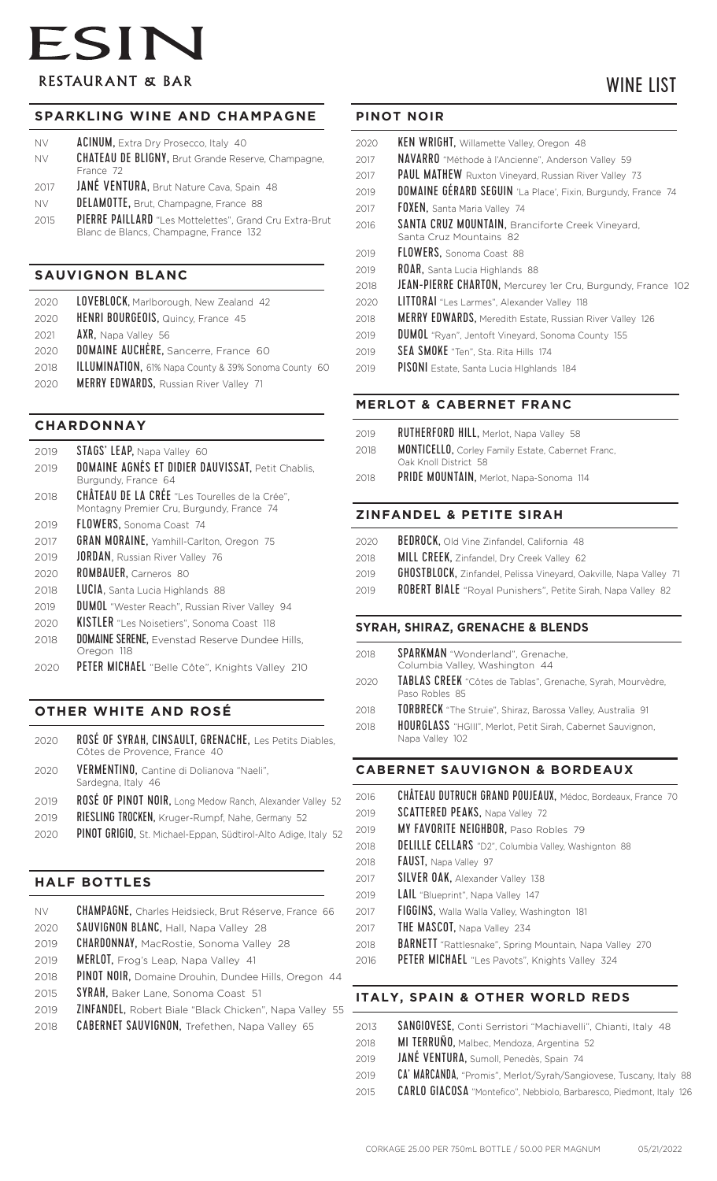# ESIN

RESTAURANT & BAR

# WINE LIST

## SPARKLING WINE AND CHAMPAGNE

- NV **ACINUM,** Extra Dry Prosecco, Italy 40
- NV **CHATEAU DE BLIGNY,** Brut Grande Reserve, Champagne, France 72
- 2017 **JANÉ VENTURA,** Brut Nature Cava, Spain 48
- NV **DELAMOTTE,** Brut, Champagne, France 88
- 2015 **PIERRE PAILLARD** "Les Mottelettes", Grand Cru Extra-Brut Blanc de Blancs, Champagne, France 132

## SAUVIGNON BLANC

- 2020 **LOVEBLOCK,** Marlborough, New Zealand 42
- 2020 **HENRI BOURGEOIS,** Quincy, France 45
- 2021 **AXR,** Napa Valley 56
- 2020 **DOMAINE AUCHÉRE,** Sancerre, France 60
- 2018 **ILLUMINATION,** 61% Napa County & 39% Sonoma County 60
- 2020 **MERRY EDWARDS,** Russian River Valley 71

## CHARDONNAY

- 2019 **STAGS' LEAP,** Napa Valley 60
- 2019 **DOMAINE AGNÈS ET DIDIER DAUVISSAT,** Petit Chablis, Burgundy, France 64
- 2018 **CHÂTEAU DE LA CRÉE** "Les Tourelles de la Crée", Montagny Premier Cru, Burgundy, France 74
- 2019 **FLOWERS,** Sonoma Coast 74
- 2017 **GRAN MORAINE,** Yamhill-Carlton, Oregon 75
- 2019 **JORDAN,** Russian River Valley 76
- 2020 **ROMBAUER,** Carneros 80
- 2018 **LUCIA,** Santa Lucia Highlands 88
- 2019 **DUMOL** "Wester Reach", Russian River Valley 94
- 2020 **KISTLER** "Les Noisetiers", Sonoma Coast 118
- 2018 **DOMAINE SERENE,** Evenstad Reserve Dundee Hills, Oregon 118
- 2020 **PETER MICHAEL** "Belle Côte", Knights Valley 210

## OTHER WHITE AND ROSÉ

- 2020 **ROSÉ OF SYRAH, CINSAULT, GRENACHE,** Les Petits Diables, Côtes de Provence, France 40
- 2020 **VERMENTINO,** Cantine di Dolianova "Naeli", Sardegna, Italy 46
- 2019 **ROSÉ OF PINOT NOIR,** Long Medow Ranch, Alexander Valley 52
- 2019 **RIESLING TROCKEN,** Kruger-Rumpf, Nahe, Germany 52
- 2020 **PINOT GRIGIO,** St. Michael-Eppan, Südtirol-Alto Adige, Italy 52

## HALF BOTTLES

- NV **CHAMPAGNE,** Charles Heidsieck, Brut Réserve, France 66
- 2020 **SAUVIGNON BLANC,** Hall, Napa Valley 28
- 2019 **CHARDONNAY,** MacRostie, Sonoma Valley 28
- 2019 **MERLOT,** Frog's Leap, Napa Valley 41
- 2018 **PINOT NOIR,** Domaine Drouhin, Dundee Hills, Oregon 44
- 2015 **SYRAH,** Baker Lane, Sonoma Coast 51
- 2019 **ZINFANDEL,** Robert Biale "Black Chicken", Napa Valley 55
- 2018 **CABERNET SAUVIGNON,** Trefethen, Napa Valley 65

## PINOT NOIR

- 2020 **KEN WRIGHT,** Willamette Valley, Oregon 48
- 2017 **NAVARRO** "Méthode à l'Ancienne", Anderson Valley 59
- 2017 **PAUL MATHEW** Ruxton Vineyard, Russian River Valley 73
- 2019 **DOMAINE GÉRARD SEGUIN** 'La Place', Fixin, Burgundy, France 74
- 2017 **FOXEN,** Santa Maria Valley 74
- 2016 **SANTA CRUZ MOUNTAIN,** Branciforte Creek Vineyard, Santa Cruz Mountains 82
- 2019 **FLOWERS,** Sonoma Coast 88
- 2019 **ROAR,** Santa Lucia Highlands 88
- 2018 **JEAN-PIERRE CHARTON,** Mercurey 1er Cru, Burgundy, France 102
- 2020 **LITTORAI** "Les Larmes", Alexander Valley 118
- 2018 **MERRY EDWARDS,** Meredith Estate, Russian River Valley 126
- 2019 **DUMOL** "Ryan", Jentoft Vineyard, Sonoma County 155
- 2019 **SEA SMOKE** "Ten", Sta. Rita Hills 174
- 2019 **PISONI** Estate, Santa Lucia HIghlands 184

## MERLOT & CABERNET FRANC

- 2019 **RUTHERFORD HILL,** Merlot, Napa Valley 58
- 2018 **MONTICELLO,** Corley Family Estate, Cabernet Franc, Oak Knoll District 58
- 2018 **PRIDE MOUNTAIN,** Merlot, Napa-Sonoma 114

## ZINFANDEL & PETITE SIRAH

- 2020 **BEDROCK,** Old Vine Zinfandel, California 48
- 2018 **MILL CREEK,** Zinfandel, Dry Creek Valley 62
- 2019 **GHOSTBLOCK,** Zinfandel, Pelissa Vineyard, Oakville, Napa Valley 71
- 2019 **ROBERT BIALE** "Royal Punishers", Petite Sirah, Napa Valley 82

## SYRAH, SHIRAZ, GRENACHE & BLENDS

- 2018 **SPARKMAN** "Wonderland", Grenache, Columbia Valley, Washington 44
- 2020 **TABLAS CREEK** "Côtes de Tablas", Grenache, Syrah, Mourvèdre, Paso Robles 85
- 2018 **TORBRECK** "The Struie", Shiraz, Barossa Valley, Australia 91
- 2018 **HOURGLASS** "HGIII", Merlot, Petit Sirah, Cabernet Sauvignon, Napa Valley 102

## CABERNET SAUVIGNON & BORDEAUX

- 2016 **CHÂTEAU DUTRUCH GRAND POUJEAUX,** Médoc, Bordeaux, France 70
- 2019 **SCATTERED PEAKS,** Napa Valley 72
- 2019 **MY FAVORITE NEIGHBOR,** Paso Robles 79
- 2018 **DELILLE CELLARS** "D2", Columbia Valley, Washington 88
- 2018 **FAUST,** Napa Valley 97
- 2017 **SILVER OAK,** Alexander Valley 138
- 2019 **LAIL** "Blueprint", Napa Valley 147
- 2017 **FIGGINS,** Walla Walla Valley, Washington 181
- 2017 **THE MASCOT,** Napa Valley 234
- 2018 **BARNETT** "Rattlesnake", Spring Mountain, Napa Valley 270
- 2016 **PETER MICHAEL** "Les Pavots", Knights Valley 324

## ITALY, SPAIN & OTHER WORLD REDS

- 2013 **SANGIOVESE,** Conti Serristori "Machiavelli", Chianti, Italy 48
- 2018 **MI TERRUÑO,** Malbec, Mendoza, Argentina 52
- 2019 **JANÉ VENTURA,** Sumoll, Penedès, Spain 74
- 2019 **CA' MARCANDA,** "Promis", Merlot/Syrah/Sangiovese, Tuscany, Italy 88
- 2015 **CARLO GIACOSA** "Montefico", Nebbiolo, Barbaresco, Piedmont, Italy 126

CORKAGE 25.00 PER 750mL BOTTLE / 50.00 PER MAGNUM 05/21/2022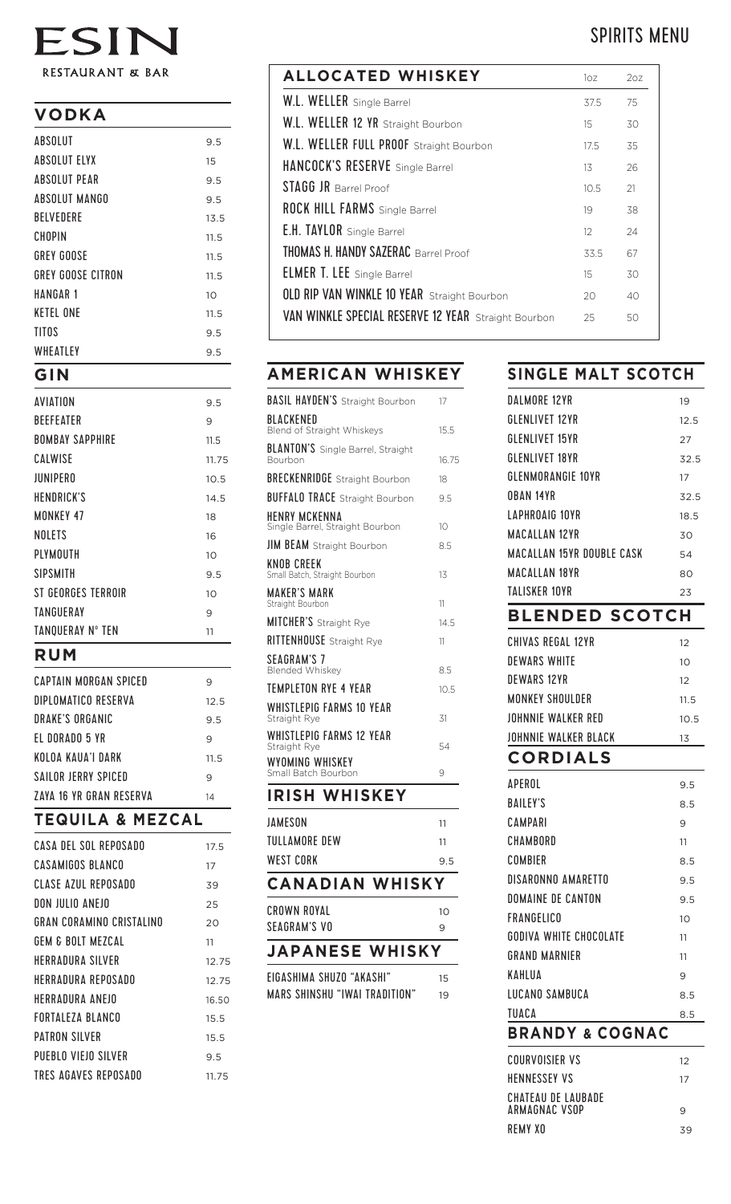# ESIN

RESTAURANT & BAR

# SPIRITS MENU

## VODKA

| | |
|---|---|
| ABSOLUT | 9.5 |
| ABSOLUT ELYX | 15 |
| ABSOLUT PEAR | 9.5 |
| ABSOLUT MANGO | 9.5 |
| BELVEDERE | 13.5 |
| CHOPIN | 11.5 |
| GREY GOOSE | 11.5 |
| GREY GOOSE CITRON | 11.5 |
| HANGAR 1 | 10 |
| KETEL ONE | 11.5 |
| TITOS | 9.5 |
| WHEATLEY | 9.5 |

## GIN

| | |
|---|---|
| AVIATION | 9.5 |
| BEEFEATER | 9 |
| BOMBAY SAPPHIRE | 11.5 |
| CALWISE | 11.75 |
| JUNIPERO | 10.5 |
| HENDRICK'S | 14.5 |
| MONKEY 47 | 18 |
| NOLETS | 16 |
| PLYMOUTH | 10 |
| SIPSMITH | 9.5 |
| ST GEORGES TERROIR | 10 |
| TANGUERAY | 9 |
| TANQUERAY N° TEN | 11 |

## RUM

| | |
|---|---|
| CAPTAIN MORGAN SPICED | 9 |
| DIPLOMATICO RESERVA | 12.5 |
| DRAKE'S ORGANIC | 9.5 |
| EL DORADO 5 YR | 9 |
| KOLOA KAUA'I DARK | 11.5 |
| SAILOR JERRY SPICED | 9 |
| ZAYA 16 YR GRAN RESERVA | 14 |

## TEQUILA & MEZCAL

| | |
|---|---|
| CASA DEL SOL REPOSADO | 17.5 |
| CASAMIGOS BLANCO | 17 |
| CLASE AZUL REPOSADO | 39 |
| DON JULIO ANEJO | 25 |
| GRAN CORAMINO CRISTALINO | 20 |
| GEM & BOLT MEZCAL | 11 |
| HERRADURA SILVER | 12.75 |
| HERRADURA REPOSADO | 12.75 |
| HERRADURA ANEJO | 16.50 |
| FORTALEZA BLANCO | 15.5 |
| PATRON SILVER | 15.5 |
| PUEBLO VIEJO SILVER | 9.5 |
| TRES AGAVES REPOSADO | 11.75 |

## ALLOCATED WHISKEY

| ALLOCATED WHISKEY | 1oz | 2oz |
|---|---|---|
| W.L. WELLER Single Barrel | 37.5 | 75 |
| W.L. WELLER 12 YR Straight Bourbon | 15 | 30 |
| W.L. WELLER FULL PROOF Straight Bourbon | 17.5 | 35 |
| HANCOCK'S RESERVE Single Barrel | 13 | 26 |
| STAGG JR Barrel Proof | 10.5 | 21 |
| ROCK HILL FARMS Single Barrel | 19 | 38 |
| E.H. TAYLOR Single Barrel | 12 | 24 |
| THOMAS H. HANDY SAZERAC Barrel Proof | 33.5 | 67 |
| ELMER T. LEE Single Barrel | 15 | 30 |
| OLD RIP VAN WINKLE 10 YEAR Straight Bourbon | 20 | 40 |
| VAN WINKLE SPECIAL RESERVE 12 YEAR Straight Bourbon | 25 | 50 |

## AMERICAN WHISKEY

| | |
|---|---|
| BASIL HAYDEN'S Straight Bourbon | 17 |
| BLACKENED Blend of Straight Whiskeys | 15.5 |
| BLANTON'S Single Barrel, Straight Bourbon | 16.75 |
| BRECKENRIDGE Straight Bourbon | 18 |
| BUFFALO TRACE Straight Bourbon | 9.5 |
| HENRY MCKENNA Single Barrel, Straight Bourbon | 10 |
| JIM BEAM Straight Bourbon | 8.5 |
| KNOB CREEK Small Batch, Straight Bourbon | 13 |
| MAKER'S MARK Straight Bourbon | 11 |
| MITCHER'S Straight Rye | 14.5 |
| RITTENHOUSE Straight Rye | 11 |
| SEAGRAM'S 7 Blended Whiskey | 8.5 |
| TEMPLETON RYE 4 YEAR | 10.5 |
| WHISTLEPIG FARMS 10 YEAR Straight Rye | 31 |
| WHISTLEPIG FARMS 12 YEAR Straight Rye | 54 |
| WYOMING WHISKEY Small Batch Bourbon | 9 |

## IRISH WHISKEY

| | |
|---|---|
| JAMESON | 11 |
| TULLAMORE DEW | 11 |
| WEST CORK | 9.5 |

## CANADIAN WHISKY

| | |
|---|---|
| CROWN ROYAL | 10 |
| SEAGRAM'S VO | 9 |

## JAPANESE WHISKY

| | |
|---|---|
| EIGASHIMA SHUZO "AKASHI" | 15 |
| MARS SHINSHU "IWAI TRADITION" | 19 |

## SINGLE MALT SCOTCH

| | |
|---|---|
| DALMORE 12YR | 19 |
| GLENLIVET 12YR | 12.5 |
| GLENLIVET 15YR | 27 |
| GLENLIVET 18YR | 32.5 |
| GLENMORANGIE 10YR | 17 |
| OBAN 14YR | 32.5 |
| LAPHROAIG 10YR | 18.5 |
| MACALLAN 12YR | 30 |
| MACALLAN 15YR DOUBLE CASK | 54 |
| MACALLAN 18YR | 80 |
| TALISKER 10YR | 23 |

## BLENDED SCOTCH

| | |
|---|---|
| CHIVAS REGAL 12YR | 12 |
| DEWARS WHITE | 10 |
| DEWARS 12YR | 12 |
| MONKEY SHOULDER | 11.5 |
| JOHNNIE WALKER RED | 10.5 |
| JOHNNIE WALKER BLACK | 13 |

## CORDIALS

| | |
|---|---|
| APEROL | 9.5 |
| BAILEY'S | 8.5 |
| CAMPARI | 9 |
| CHAMBORD | 11 |
| COMBIER | 8.5 |
| DISARONNO AMARETTO | 9.5 |
| DOMAINE DE CANTON | 9.5 |
| FRANGELICO | 10 |
| GODIVA WHITE CHOCOLATE | 11 |
| GRAND MARNIER | 11 |
| KAHLUA | 9 |
| LUCANO SAMBUCA | 8.5 |
| TUACA | 8.5 |

## BRANDY & COGNAC

| | |
|---|---|
| COURVOISIER VS | 12 |
| HENNESSEY VS | 17 |
| CHATEAU DE LAUBADE ARMAGNAC VSOP | 9 |
| REMY XO | 39 |